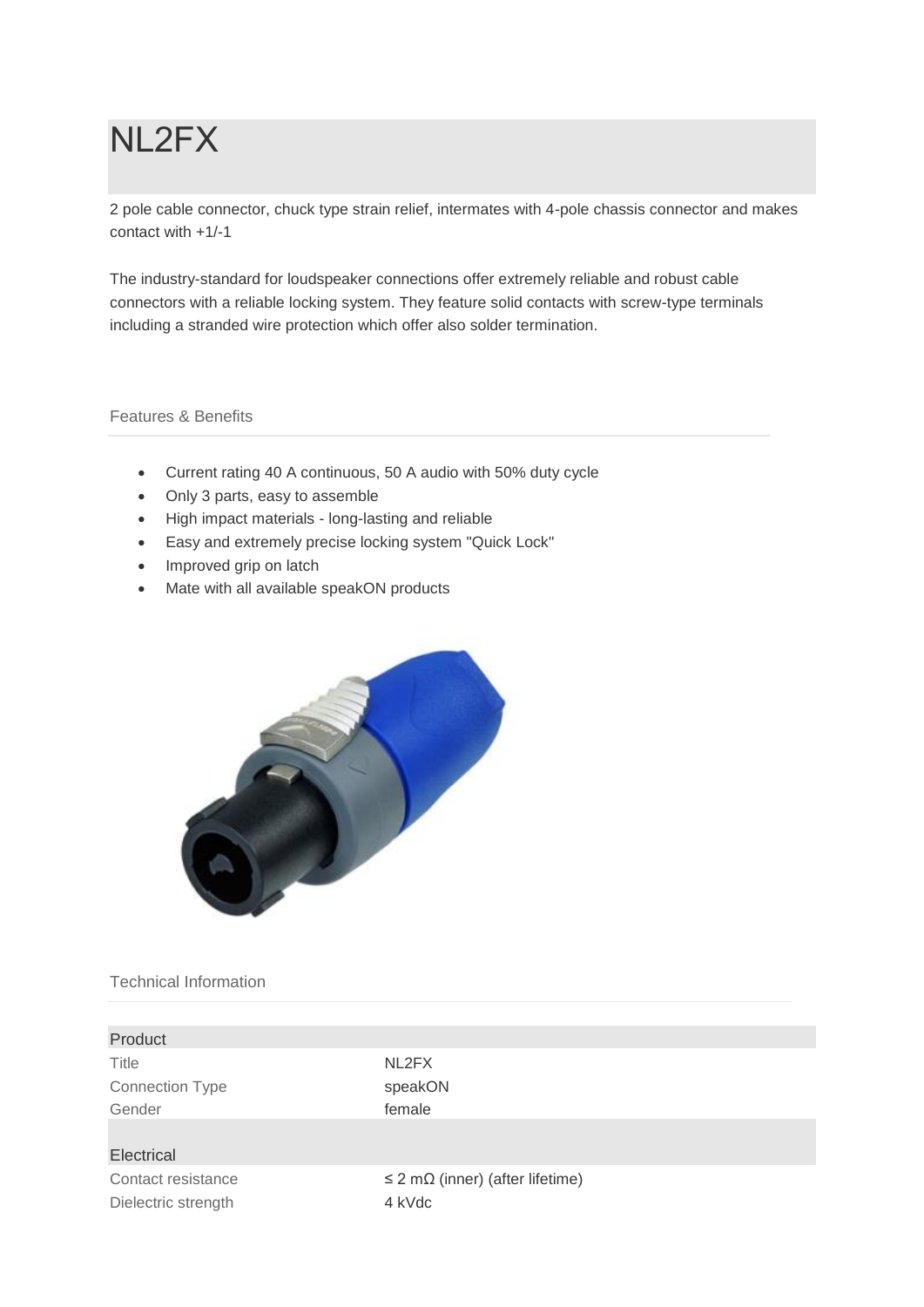# NL2FX

2 pole cable connector, chuck type strain relief, intermates with 4-pole chassis connector and makes contact with +1/-1

The industry-standard for loudspeaker connections offer extremely reliable and robust cable connectors with a reliable locking system. They feature solid contacts with screw-type terminals including a stranded wire protection which offer also solder termination.

## Features & Benefits

- Current rating 40 A continuous, 50 A audio with 50% duty cycle
- Only 3 parts, easy to assemble
- High impact materials - long-lasting and reliable
- Easy and extremely precise locking system "Quick Lock"
- Improved grip on latch
- Mate with all available speakON products

## Technical Information

| Product | |
|---|---|
| Title | NL2FX |
| Connection Type | speakON |
| Gender | female |
| **Electrical** | |
| Contact resistance | ≤ 2 mΩ (inner) (after lifetime) |
| Dielectric strength | 4 kVdc |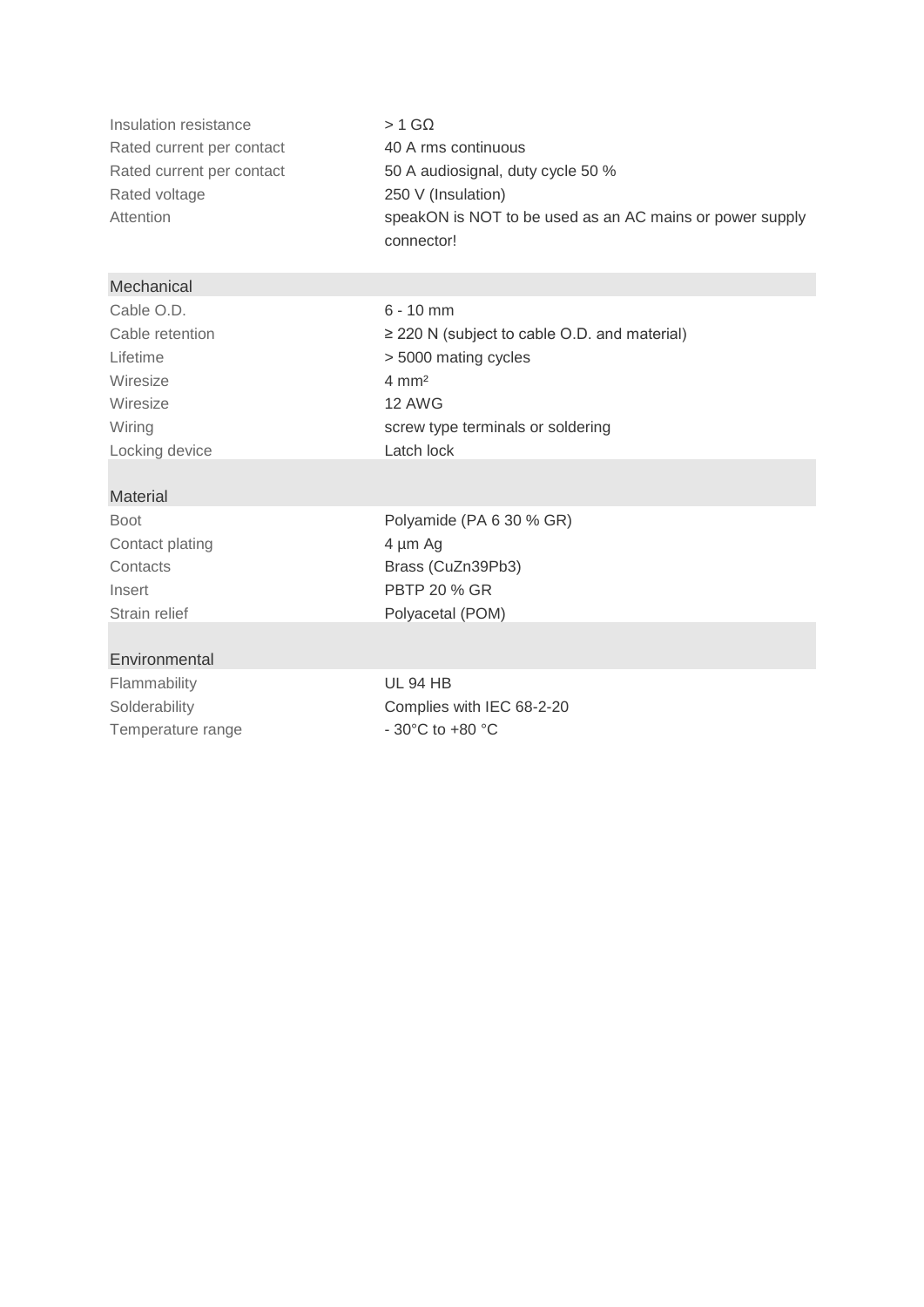| | |
|---|---|
| Insulation resistance | > 1 GΩ |
| Rated current per contact | 40 A rms continuous |
| Rated current per contact | 50 A audiosignal, duty cycle 50 % |
| Rated voltage | 250 V (Insulation) |
| Attention | speakON is NOT to be used as an AC mains or power supply connector! |

## Mechanical

| | |
|---|---|
| Cable O.D. | 6 - 10 mm |
| Cable retention | ≥ 220 N (subject to cable O.D. and material) |
| Lifetime | > 5000 mating cycles |
| Wiresize | 4 mm² |
| Wiresize | 12 AWG |
| Wiring | screw type terminals or soldering |
| Locking device | Latch lock |

## Material

| | |
|---|---|
| Boot | Polyamide (PA 6 30 % GR) |
| Contact plating | 4 µm Ag |
| Contacts | Brass (CuZn39Pb3) |
| Insert | PBTP 20 % GR |
| Strain relief | Polyacetal (POM) |

## Environmental

| | |
|---|---|
| Flammability | UL 94 HB |
| Solderability | Complies with IEC 68-2-20 |
| Temperature range | - 30°C to +80 °C |